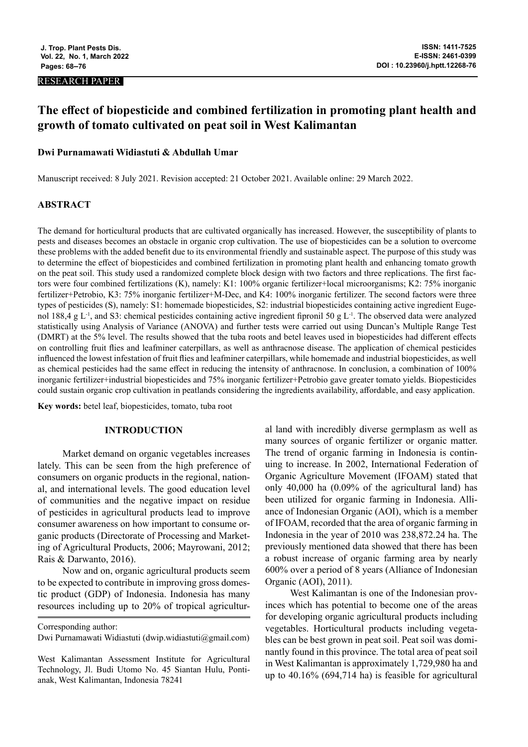RESEARCH PAPER

# The effect of biopesticide and combined fertilization in promoting plant health and growth of tomato cultivated on peat soil in West Kalimantan

**Dwi Purnamawati Widiastuti & Abdullah Umar**

Manuscript received: 8 July 2021. Revision accepted: 21 October 2021. Available online: 29 March 2022.

## ABSTRACT

The demand for horticultural products that are cultivated organically has increased. However, the susceptibility of plants to pests and diseases becomes an obstacle in organic crop cultivation. The use of biopesticides can be a solution to overcome these problems with the added benefit due to its environmental friendly and sustainable aspect. The purpose of this study was to determine the effect of biopesticides and combined fertilization in promoting plant health and enhancing tomato growth on the peat soil. This study used a randomized complete block design with two factors and three replications. The first factors were four combined fertilizations (K), namely: K1: 100% organic fertilizer+local microorganisms; K2: 75% inorganic fertilizer+Petrobio, K3: 75% inorganic fertilizer+M-Dec, and K4: 100% inorganic fertilizer. The second factors were three types of pesticides (S), namely: S1: homemade biopesticides, S2: industrial biopesticides containing active ingredient Eugenol 188,4 g $L^{-1}$, and S3: chemical pesticides containing active ingredient fipronil 50 g $L^{-1}$. The observed data were analyzed statistically using Analysis of Variance (ANOVA) and further tests were carried out using Duncan's Multiple Range Test (DMRT) at the 5% level. The results showed that the tuba roots and betel leaves used in biopesticides had different effects on controlling fruit flies and leafminer caterpillars, as well as anthracnose disease. The application of chemical pesticides influenced the lowest infestation of fruit flies and leafminer caterpillars, while homemade and industrial biopesticides, as well as chemical pesticides had the same effect in reducing the intensity of anthracnose. In conclusion, a combination of 100% inorganic fertilizer+industrial biopesticides and 75% inorganic fertilizer+Petrobio gave greater tomato yields. Biopesticides could sustain organic crop cultivation in peatlands considering the ingredients availability, affordable, and easy application.

**Key words:** betel leaf, biopesticides, tomato, tuba root

## INTRODUCTION

Market demand on organic vegetables increases lately. This can be seen from the high preference of consumers on organic products in the regional, national, and international levels. The good education level of communities and the negative impact on residue of pesticides in agricultural products lead to improve consumer awareness on how important to consume organic products (Directorate of Processing and Marketing of Agricultural Products, 2006; Mayrowani, 2012; Rais & Darwanto, 2016).

Now and on, organic agricultural products seem to be expected to contribute in improving gross domestic product (GDP) of Indonesia. Indonesia has many resources including up to 20% of tropical agricultural land with incredibly diverse germplasm as well as many sources of organic fertilizer or organic matter. The trend of organic farming in Indonesia is continuing to increase. In 2002, International Federation of Organic Agriculture Movement (IFOAM) stated that only 40,000 ha (0.09% of the agricultural land) has been utilized for organic farming in Indonesia. Alliance of Indonesian Organic (AOI), which is a member of IFOAM, recorded that the area of organic farming in Indonesia in the year of 2010 was 238,872.24 ha. The previously mentioned data showed that there has been a robust increase of organic farming area by nearly 600% over a period of 8 years (Alliance of Indonesian Organic (AOI), 2011).

West Kalimantan is one of the Indonesian provinces which has potential to become one of the areas for developing organic agricultural products including vegetables. Horticultural products including vegetables can be best grown in peat soil. Peat soil was dominantly found in this province. The total area of peat soil in West Kalimantan is approximately 1,729,980 ha and up to 40.16% (694,714 ha) is feasible for agricultural

---

Corresponding author:
Dwi Purnamawati Widiastuti (dwip.widiastuti@gmail.com)

West Kalimantan Assessment Institute for Agricultural Technology, Jl. Budi Utomo No. 45 Siantan Hulu, Pontianak, West Kalimantan, Indonesia 78241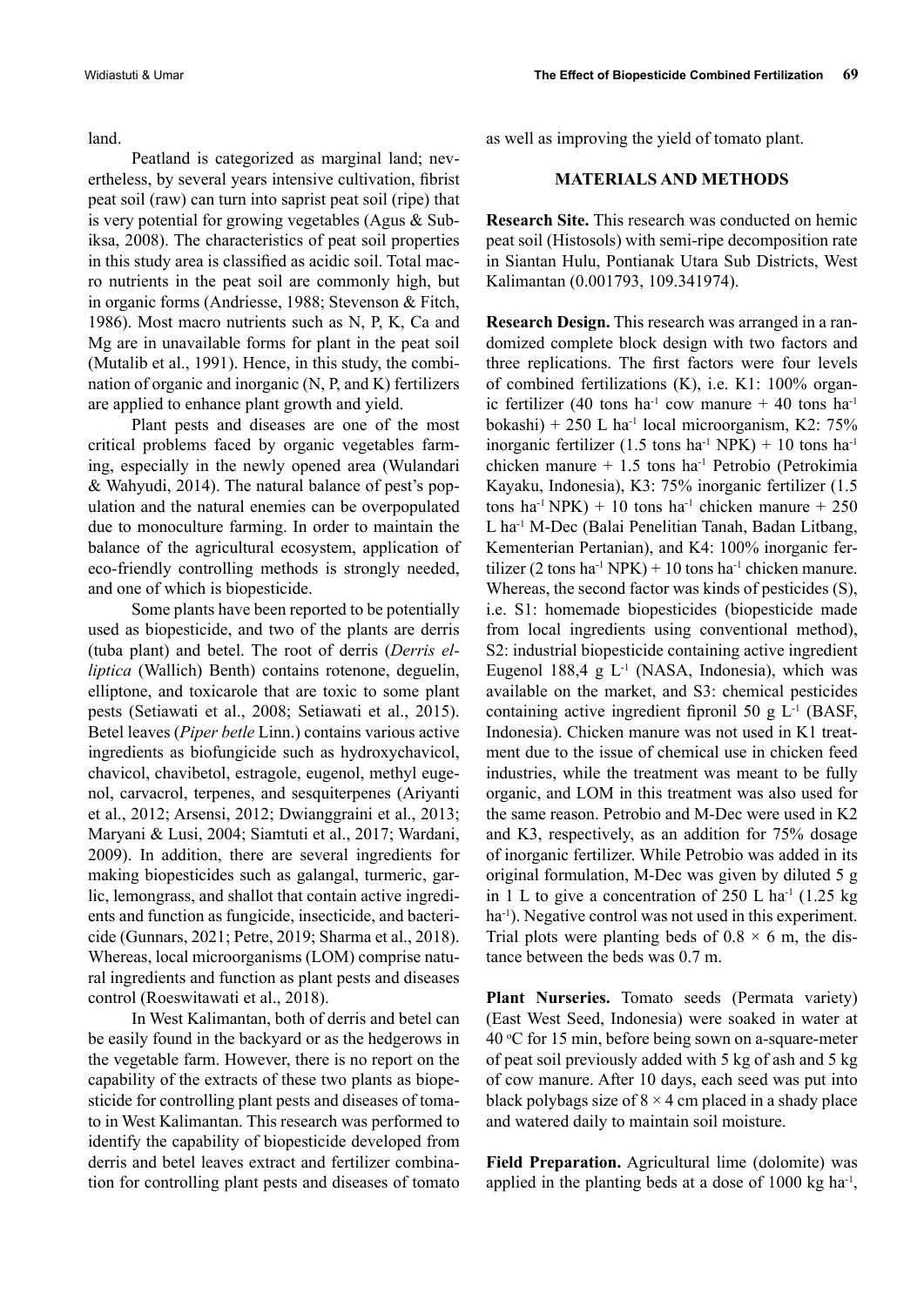land.

Peatland is categorized as marginal land; nevertheless, by several years intensive cultivation, fibrist peat soil (raw) can turn into saprist peat soil (ripe) that is very potential for growing vegetables (Agus & Subiksa, 2008). The characteristics of peat soil properties in this study area is classified as acidic soil. Total macro nutrients in the peat soil are commonly high, but in organic forms (Andriesse, 1988; Stevenson & Fitch, 1986). Most macro nutrients such as N, P, K, Ca and Mg are in unavailable forms for plant in the peat soil (Mutalib et al., 1991). Hence, in this study, the combination of organic and inorganic (N, P, and K) fertilizers are applied to enhance plant growth and yield.

Plant pests and diseases are one of the most critical problems faced by organic vegetables farming, especially in the newly opened area (Wulandari & Wahyudi, 2014). The natural balance of pest's population and the natural enemies can be overpopulated due to monoculture farming. In order to maintain the balance of the agricultural ecosystem, application of eco-friendly controlling methods is strongly needed, and one of which is biopesticide.

Some plants have been reported to be potentially used as biopesticide, and two of the plants are derris (tuba plant) and betel. The root of derris (*Derris elliptica* (Wallich) Benth) contains rotenone, deguelin, elliptone, and toxicarole that are toxic to some plant pests (Setiawati et al., 2008; Setiawati et al., 2015). Betel leaves (*Piper betle* Linn.) contains various active ingredients as biofungicide such as hydroxychavicol, chavicol, chavibetol, estragole, eugenol, methyl eugenol, carvacrol, terpenes, and sesquiterpenes (Ariyanti et al., 2012; Arsensi, 2012; Dwianggraini et al., 2013; Maryani & Lusi, 2004; Siamtuti et al., 2017; Wardani, 2009). In addition, there are several ingredients for making biopesticides such as galangal, turmeric, garlic, lemongrass, and shallot that contain active ingredients and function as fungicide, insecticide, and bactericide (Gunnars, 2021; Petre, 2019; Sharma et al., 2018). Whereas, local microorganisms (LOM) comprise natural ingredients and function as plant pests and diseases control (Roeswitawati et al., 2018).

In West Kalimantan, both of derris and betel can be easily found in the backyard or as the hedgerows in the vegetable farm. However, there is no report on the capability of the extracts of these two plants as biopesticide for controlling plant pests and diseases of tomato in West Kalimantan. This research was performed to identify the capability of biopesticide developed from derris and betel leaves extract and fertilizer combination for controlling plant pests and diseases of tomato as well as improving the yield of tomato plant.

## MATERIALS AND METHODS

**Research Site.** This research was conducted on hemic peat soil (Histosols) with semi-ripe decomposition rate in Siantan Hulu, Pontianak Utara Sub Districts, West Kalimantan (0.001793, 109.341974).

**Research Design.** This research was arranged in a randomized complete block design with two factors and three replications. The first factors were four levels of combined fertilizations (K), i.e. K1: 100% organic fertilizer (40 tons $ha^{-1}$ cow manure + 40 tons $ha^{-1}$ bokashi) + 250 L $ha^{-1}$ local microorganism, K2: 75% inorganic fertilizer (1.5 tons $ha^{-1}$ NPK) + 10 tons $ha^{-1}$ chicken manure + 1.5 tons $ha^{-1}$ Petrobio (Petrokimia Kayaku, Indonesia), K3: 75% inorganic fertilizer (1.5 tons $ha^{-1}$ NPK) + 10 tons $ha^{-1}$ chicken manure + 250 L $ha^{-1}$ M-Dec (Balai Penelitian Tanah, Badan Litbang, Kementerian Pertanian), and K4: 100% inorganic fertilizer (2 tons $ha^{-1}$ NPK) + 10 tons $ha^{-1}$ chicken manure. Whereas, the second factor was kinds of pesticides (S), i.e. S1: homemade biopesticides (biopesticide made from local ingredients using conventional method), S2: industrial biopesticide containing active ingredient Eugenol 188,4 g $L^{-1}$ (NASA, Indonesia), which was available on the market, and S3: chemical pesticides containing active ingredient fipronil 50 g $L^{-1}$ (BASF, Indonesia). Chicken manure was not used in K1 treatment due to the issue of chemical use in chicken feed industries, while the treatment was meant to be fully organic, and LOM in this treatment was also used for the same reason. Petrobio and M-Dec were used in K2 and K3, respectively, as an addition for 75% dosage of inorganic fertilizer. While Petrobio was added in its original formulation, M-Dec was given by diluted 5 g in 1 L to give a concentration of 250 L $ha^{-1}$ (1.25 kg $ha^{-1}$). Negative control was not used in this experiment. Trial plots were planting beds of $0.8 \times 6$ m, the distance between the beds was 0.7 m.

**Plant Nurseries.** Tomato seeds (Permata variety) (East West Seed, Indonesia) were soaked in water at 40 $^{o}$C for 15 min, before being sown on a-square-meter of peat soil previously added with 5 kg of ash and 5 kg of cow manure. After 10 days, each seed was put into black polybags size of $8 \times 4$ cm placed in a shady place and watered daily to maintain soil moisture.

**Field Preparation.** Agricultural lime (dolomite) was applied in the planting beds at a dose of 1000 kg $ha^{-1}$,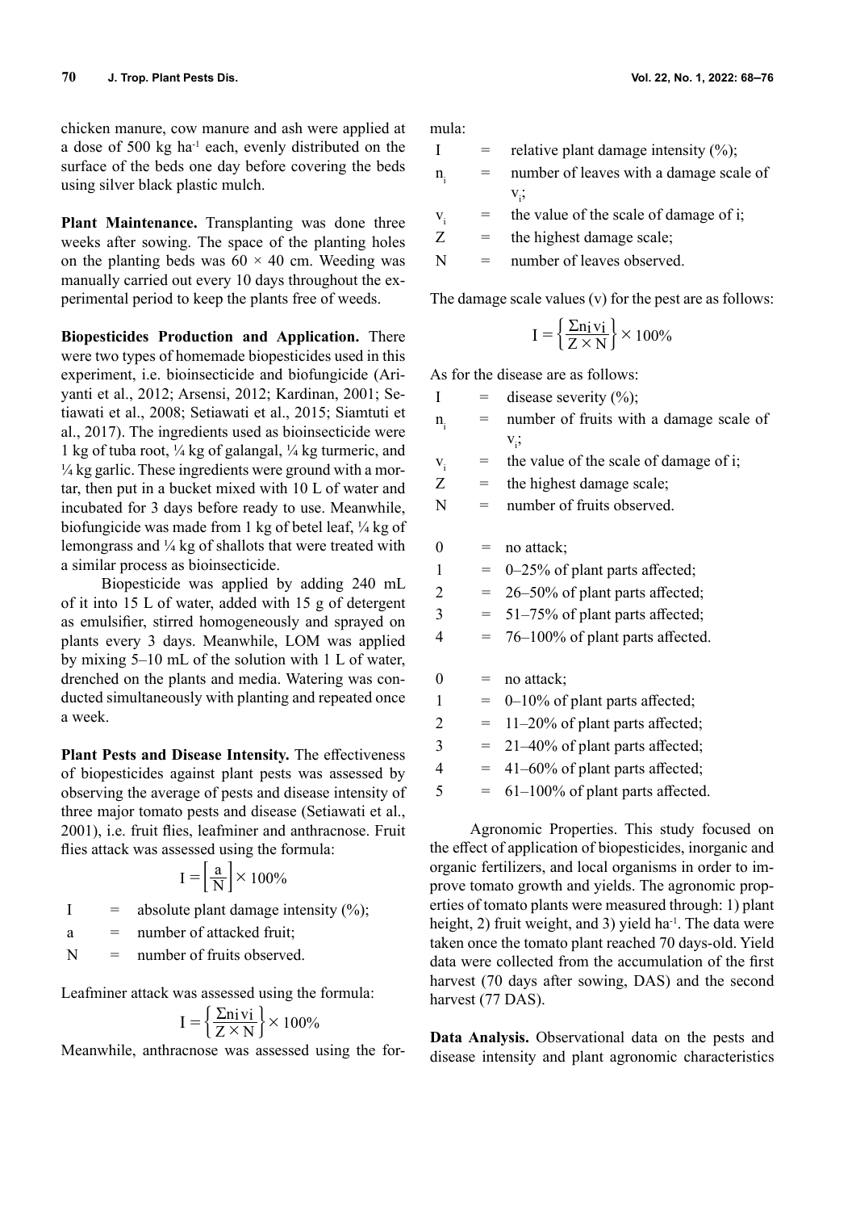chicken manure, cow manure and ash were applied at a dose of 500 kg ha$^{-1}$ each, evenly distributed on the surface of the beds one day before covering the beds using silver black plastic mulch.

**Plant Maintenance.** Transplanting was done three weeks after sowing. The space of the planting holes on the planting beds was 60 × 40 cm. Weeding was manually carried out every 10 days throughout the experimental period to keep the plants free of weeds.

**Biopesticides Production and Application.** There were two types of homemade biopesticides used in this experiment, i.e. bioinsecticide and biofungicide (Ariyanti et al., 2012; Arsensi, 2012; Kardinan, 2001; Setiawati et al., 2008; Setiawati et al., 2015; Siamtuti et al., 2017). The ingredients used as bioinsecticide were 1 kg of tuba root, ¼ kg of galangal, ¼ kg turmeric, and ¼ kg garlic. These ingredients were ground with a mortar, then put in a bucket mixed with 10 L of water and incubated for 3 days before ready to use. Meanwhile, biofungicide was made from 1 kg of betel leaf, ¼ kg of lemongrass and ¼ kg of shallots that were treated with a similar process as bioinsecticide.

Biopesticide was applied by adding 240 mL of it into 15 L of water, added with 15 g of detergent as emulsifier, stirred homogeneously and sprayed on plants every 3 days. Meanwhile, LOM was applied by mixing 5–10 mL of the solution with 1 L of water, drenched on the plants and media. Watering was conducted simultaneously with planting and repeated once a week.

**Plant Pests and Disease Intensity.** The effectiveness of biopesticides against plant pests was assessed by observing the average of pests and disease intensity of three major tomato pests and disease (Setiawati et al., 2001), i.e. fruit flies, leafminer and anthracnose. Fruit flies attack was assessed using the formula:

$$I = \left[\frac{a}{N}\right] \times 100\%$$

I = absolute plant damage intensity (%);
a = number of attacked fruit;
N = number of fruits observed.

Leafminer attack was assessed using the formula:

$$I = \left\{\frac{\Sigma n_i v_i}{Z \times N}\right\} \times 100\%$$

Meanwhile, anthracnose was assessed using the formula:

I = relative plant damage intensity (%);
$n_i$ = number of leaves with a damage scale of $v_i$;
$v_i$ = the value of the scale of damage of i;
Z = the highest damage scale;
N = number of leaves observed.

The damage scale values (v) for the pest are as follows:

$$I = \left\{\frac{\Sigma n_i v_i}{Z \times N}\right\} \times 100\%$$

As for the disease are as follows:

I = disease severity (%);
$n_i$ = number of fruits with a damage scale of $v_i$;
$v_i$ = the value of the scale of damage of i;
Z = the highest damage scale;
N = number of fruits observed.

0 = no attack;
1 = 0–25% of plant parts affected;
2 = 26–50% of plant parts affected;
3 = 51–75% of plant parts affected;
4 = 76–100% of plant parts affected.

0 = no attack;
1 = 0–10% of plant parts affected;
2 = 11–20% of plant parts affected;
3 = 21–40% of plant parts affected;
4 = 41–60% of plant parts affected;
5 = 61–100% of plant parts affected.

Agronomic Properties. This study focused on the effect of application of biopesticides, inorganic and organic fertilizers, and local organisms in order to improve tomato growth and yields. The agronomic properties of tomato plants were measured through: 1) plant height, 2) fruit weight, and 3) yield ha$^{-1}$. The data were taken once the tomato plant reached 70 days-old. Yield data were collected from the accumulation of the first harvest (70 days after sowing, DAS) and the second harvest (77 DAS).

**Data Analysis.** Observational data on the pests and disease intensity and plant agronomic characteristics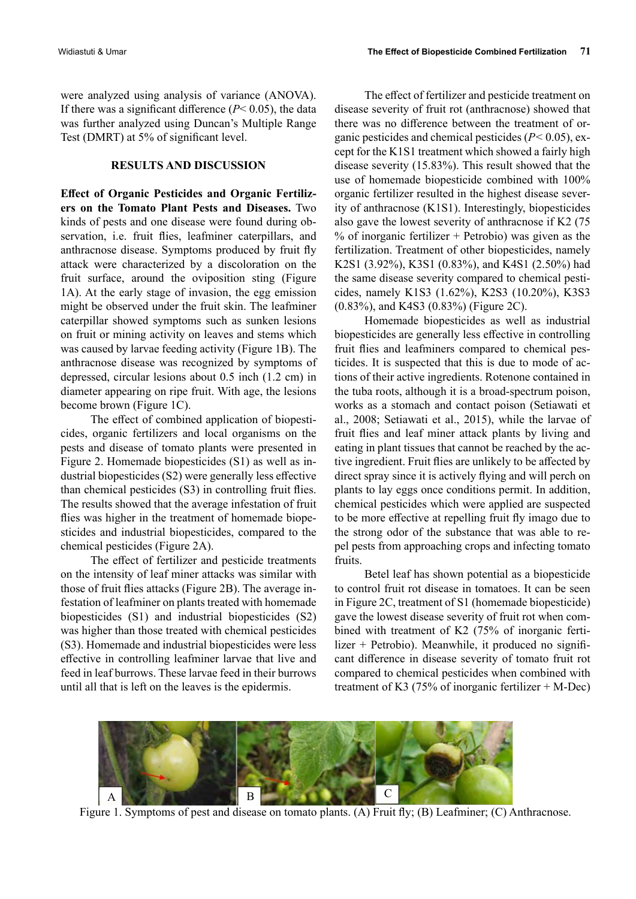were analyzed using analysis of variance (ANOVA). If there was a significant difference ($P< 0.05$), the data was further analyzed using Duncan's Multiple Range Test (DMRT) at 5% of significant level.

## RESULTS AND DISCUSSION

**Effect of Organic Pesticides and Organic Fertilizers on the Tomato Plant Pests and Diseases.** Two kinds of pests and one disease were found during observation, i.e. fruit flies, leafminer caterpillars, and anthracnose disease. Symptoms produced by fruit fly attack were characterized by a discoloration on the fruit surface, around the oviposition sting (Figure 1A). At the early stage of invasion, the egg emission might be observed under the fruit skin. The leafminer caterpillar showed symptoms such as sunken lesions on fruit or mining activity on leaves and stems which was caused by larvae feeding activity (Figure 1B). The anthracnose disease was recognized by symptoms of depressed, circular lesions about 0.5 inch (1.2 cm) in diameter appearing on ripe fruit. With age, the lesions become brown (Figure 1C).

The effect of combined application of biopesticides, organic fertilizers and local organisms on the pests and disease of tomato plants were presented in Figure 2. Homemade biopesticides (S1) as well as industrial biopesticides (S2) were generally less effective than chemical pesticides (S3) in controlling fruit flies. The results showed that the average infestation of fruit flies was higher in the treatment of homemade biopesticides and industrial biopesticides, compared to the chemical pesticides (Figure 2A).

The effect of fertilizer and pesticide treatments on the intensity of leaf miner attacks was similar with those of fruit flies attacks (Figure 2B). The average infestation of leafminer on plants treated with homemade biopesticides (S1) and industrial biopesticides (S2) was higher than those treated with chemical pesticides (S3). Homemade and industrial biopesticides were less effective in controlling leafminer larvae that live and feed in leaf burrows. These larvae feed in their burrows until all that is left on the leaves is the epidermis.

The effect of fertilizer and pesticide treatment on disease severity of fruit rot (anthracnose) showed that there was no difference between the treatment of organic pesticides and chemical pesticides ($P< 0.05$), except for the K1S1 treatment which showed a fairly high disease severity (15.83%). This result showed that the use of homemade biopesticide combined with 100% organic fertilizer resulted in the highest disease severity of anthracnose (K1S1). Interestingly, biopesticides also gave the lowest severity of anthracnose if K2 (75 % of inorganic fertilizer + Petrobio) was given as the fertilization. Treatment of other biopesticides, namely K2S1 (3.92%), K3S1 (0.83%), and K4S1 (2.50%) had the same disease severity compared to chemical pesticides, namely K1S3 (1.62%), K2S3 (10.20%), K3S3 (0.83%), and K4S3 (0.83%) (Figure 2C).

Homemade biopesticides as well as industrial biopesticides are generally less effective in controlling fruit flies and leafminers compared to chemical pesticides. It is suspected that this is due to mode of actions of their active ingredients. Rotenone contained in the tuba roots, although it is a broad-spectrum poison, works as a stomach and contact poison (Setiawati et al., 2008; Setiawati et al., 2015), while the larvae of fruit flies and leaf miner attack plants by living and eating in plant tissues that cannot be reached by the active ingredient. Fruit flies are unlikely to be affected by direct spray since it is actively flying and will perch on plants to lay eggs once conditions permit. In addition, chemical pesticides which were applied are suspected to be more effective at repelling fruit fly imago due to the strong odor of the substance that was able to repel pests from approaching crops and infecting tomato fruits.

Betel leaf has shown potential as a biopesticide to control fruit rot disease in tomatoes. It can be seen in Figure 2C, treatment of S1 (homemade biopesticide) gave the lowest disease severity of fruit rot when combined with treatment of K2 (75% of inorganic fertilizer + Petrobio). Meanwhile, it produced no significant difference in disease severity of tomato fruit rot compared to chemical pesticides when combined with treatment of K3 (75% of inorganic fertilizer + M-Dec)

Figure 1. Symptoms of pest and disease on tomato plants. (A) Fruit fly; (B) Leafminer; (C) Anthracnose.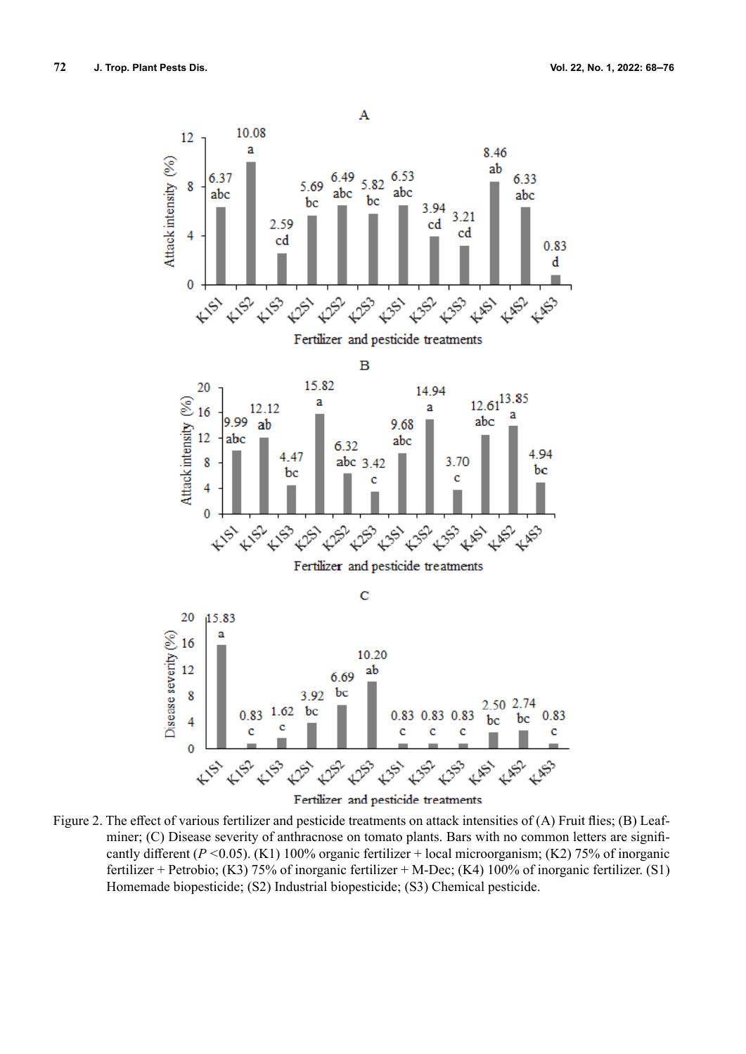Figure 2. The effect of various fertilizer and pesticide treatments on attack intensities of (A) Fruit flies; (B) Leaf-miner; (C) Disease severity of anthracnose on tomato plants. Bars with no common letters are significantly different ($P$ <0.05). (K1) 100% organic fertilizer + local microorganism; (K2) 75% of inorganic fertilizer + Petrobio; (K3) 75% of inorganic fertilizer + M-Dec; (K4) 100% of inorganic fertilizer. (S1) Homemade biopesticide; (S2) Industrial biopesticide; (S3) Chemical pesticide.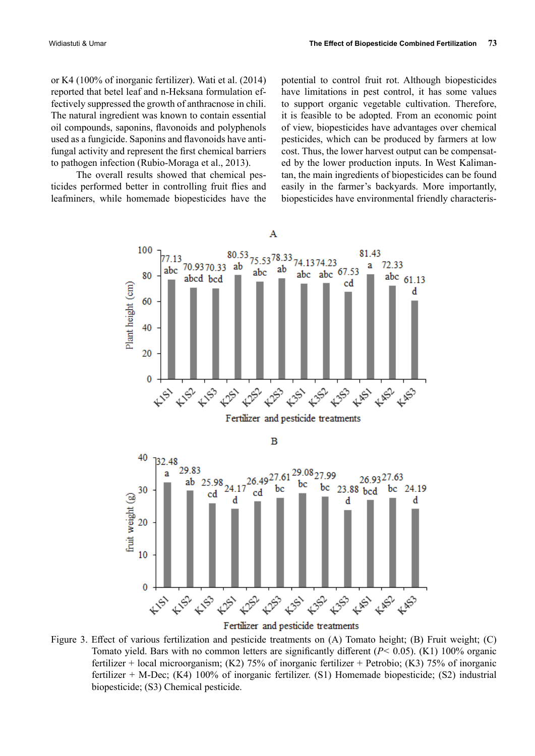or K4 (100% of inorganic fertilizer). Wati et al. (2014) reported that betel leaf and n-Heksana formulation effectively suppressed the growth of anthracnose in chili. The natural ingredient was known to contain essential oil compounds, saponins, flavonoids and polyphenols used as a fungicide. Saponins and flavonoids have antifungal activity and represent the first chemical barriers to pathogen infection (Rubio-Moraga et al., 2013).

The overall results showed that chemical pesticides performed better in controlling fruit flies and leafminers, while homemade biopesticides have the potential to control fruit rot. Although biopesticides have limitations in pest control, it has some values to support organic vegetable cultivation. Therefore, it is feasible to be adopted. From an economic point of view, biopesticides have advantages over chemical pesticides, which can be produced by farmers at low cost. Thus, the lower harvest output can be compensated by the lower production inputs. In West Kalimantan, the main ingredients of biopesticides can be found easily in the farmer's backyards. More importantly, biopesticides have environmental friendly characteris-

Figure 3. Effect of various fertilization and pesticide treatments on (A) Tomato height; (B) Fruit weight; (C) Tomato yield. Bars with no common letters are significantly different ($P < 0.05$). (K1) 100% organic fertilizer + local microorganism; (K2) 75% of inorganic fertilizer + Petrobio; (K3) 75% of inorganic fertilizer + M-Dec; (K4) 100% of inorganic fertilizer. (S1) Homemade biopesticide; (S2) industrial biopesticide; (S3) Chemical pesticide.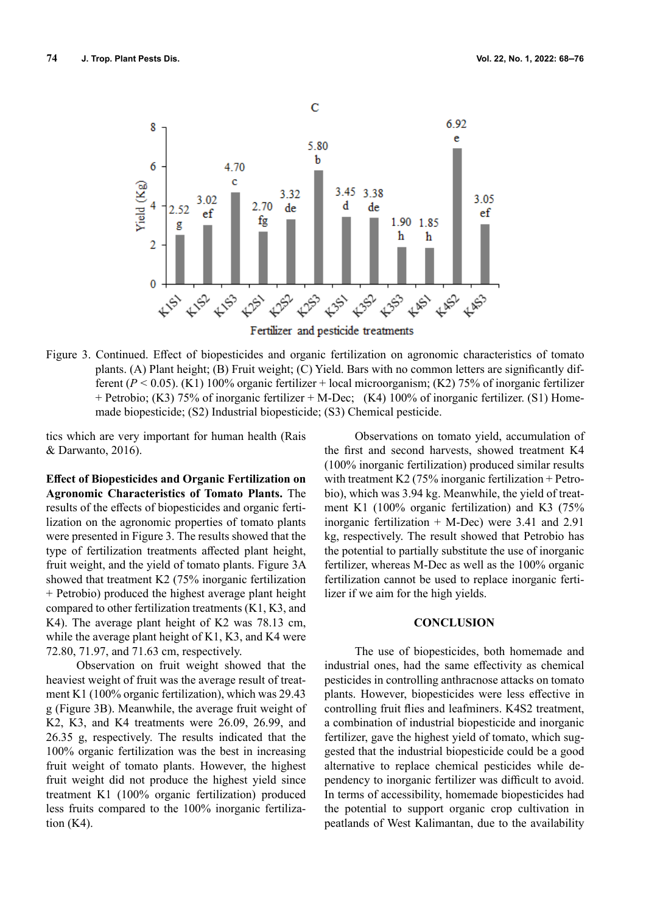Figure 3. Continued. Effect of biopesticides and organic fertilization on agronomic characteristics of tomato plants. (A) Plant height; (B) Fruit weight; (C) Yield. Bars with no common letters are significantly different ($P < 0.05$). (K1) 100% organic fertilizer + local microorganism; (K2) 75% of inorganic fertilizer + Petrobio; (K3) 75% of inorganic fertilizer + M-Dec; (K4) 100% of inorganic fertilizer. (S1) Homemade biopesticide; (S2) Industrial biopesticide; (S3) Chemical pesticide.

tics which are very important for human health (Rais & Darwanto, 2016).

**Effect of Biopesticides and Organic Fertilization on Agronomic Characteristics of Tomato Plants.** The results of the effects of biopesticides and organic fertilization on the agronomic properties of tomato plants were presented in Figure 3. The results showed that the type of fertilization treatments affected plant height, fruit weight, and the yield of tomato plants. Figure 3A showed that treatment K2 (75% inorganic fertilization + Petrobio) produced the highest average plant height compared to other fertilization treatments (K1, K3, and K4). The average plant height of K2 was 78.13 cm, while the average plant height of K1, K3, and K4 were 72.80, 71.97, and 71.63 cm, respectively.

Observation on fruit weight showed that the heaviest weight of fruit was the average result of treatment K1 (100% organic fertilization), which was 29.43 g (Figure 3B). Meanwhile, the average fruit weight of K2, K3, and K4 treatments were 26.09, 26.99, and 26.35 g, respectively. The results indicated that the 100% organic fertilization was the best in increasing fruit weight of tomato plants. However, the highest fruit weight did not produce the highest yield since treatment K1 (100% organic fertilization) produced less fruits compared to the 100% inorganic fertilization (K4).

Observations on tomato yield, accumulation of the first and second harvests, showed treatment K4 (100% inorganic fertilization) produced similar results with treatment K2 (75% inorganic fertilization + Petrobio), which was 3.94 kg. Meanwhile, the yield of treatment K1 (100% organic fertilization) and K3 (75% inorganic fertilization + M-Dec) were 3.41 and 2.91 kg, respectively. The result showed that Petrobio has the potential to partially substitute the use of inorganic fertilizer, whereas M-Dec as well as the 100% organic fertilization cannot be used to replace inorganic fertilizer if we aim for the high yields.

## CONCLUSION

The use of biopesticides, both homemade and industrial ones, had the same effectivity as chemical pesticides in controlling anthracnose attacks on tomato plants. However, biopesticides were less effective in controlling fruit flies and leafminers. K4S2 treatment, a combination of industrial biopesticide and inorganic fertilizer, gave the highest yield of tomato, which suggested that the industrial biopesticide could be a good alternative to replace chemical pesticides while dependency to inorganic fertilizer was difficult to avoid. In terms of accessibility, homemade biopesticides had the potential to support organic crop cultivation in peatlands of West Kalimantan, due to the availability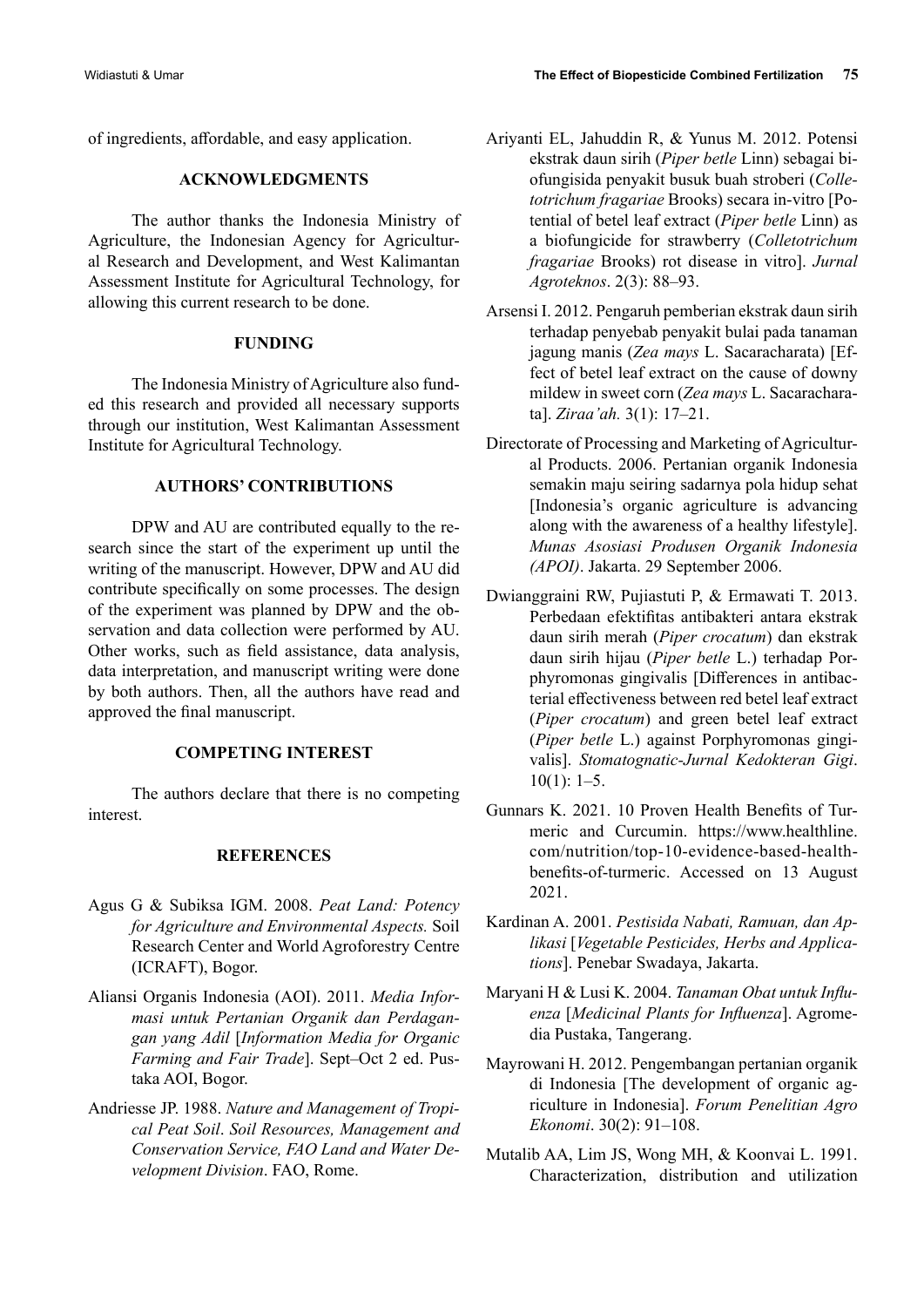of ingredients, affordable, and easy application.

## ACKNOWLEDGMENTS

The author thanks the Indonesia Ministry of Agriculture, the Indonesian Agency for Agricultural Research and Development, and West Kalimantan Assessment Institute for Agricultural Technology, for allowing this current research to be done.

## FUNDING

The Indonesia Ministry of Agriculture also funded this research and provided all necessary supports through our institution, West Kalimantan Assessment Institute for Agricultural Technology.

## AUTHORS' CONTRIBUTIONS

DPW and AU are contributed equally to the research since the start of the experiment up until the writing of the manuscript. However, DPW and AU did contribute specifically on some processes. The design of the experiment was planned by DPW and the observation and data collection were performed by AU. Other works, such as field assistance, data analysis, data interpretation, and manuscript writing were done by both authors. Then, all the authors have read and approved the final manuscript.

## COMPETING INTEREST

The authors declare that there is no competing interest.

## REFERENCES

Agus G & Subiksa IGM. 2008. *Peat Land: Potency for Agriculture and Environmental Aspects.* Soil Research Center and World Agroforestry Centre (ICRAFT), Bogor.

Aliansi Organis Indonesia (AOI). 2011. *Media Informasi untuk Pertanian Organik dan Perdagangan yang Adil* [*Information Media for Organic Farming and Fair Trade*]. Sept–Oct 2 ed. Pustaka AOI, Bogor.

Andriesse JP. 1988. *Nature and Management of Tropical Peat Soil*. *Soil Resources, Management and Conservation Service, FAO Land and Water Development Division*. FAO, Rome.

Ariyanti EL, Jahuddin R, & Yunus M. 2012. Potensi ekstrak daun sirih (*Piper betle* Linn) sebagai biofungisida penyakit busuk buah stroberi (*Colletotrichum fragariae* Brooks) secara in-vitro [Potential of betel leaf extract (*Piper betle* Linn) as a biofungicide for strawberry (*Colletotrichum fragariae* Brooks) rot disease in vitro]. *Jurnal Agroteknos*. 2(3): 88–93.

Arsensi I. 2012. Pengaruh pemberian ekstrak daun sirih terhadap penyebab penyakit bulai pada tanaman jagung manis (*Zea mays* L. Sacaracharata) [Effect of betel leaf extract on the cause of downy mildew in sweet corn (*Zea mays* L. Sacaracharata]. *Ziraa'ah.* 3(1): 17–21.

Directorate of Processing and Marketing of Agricultural Products. 2006. Pertanian organik Indonesia semakin maju seiring sadarnya pola hidup sehat [Indonesia's organic agriculture is advancing along with the awareness of a healthy lifestyle]. *Munas Asosiasi Produsen Organik Indonesia (APOI)*. Jakarta. 29 September 2006.

Dwianggraini RW, Pujiastuti P, & Ermawati T. 2013. Perbedaan efektifitas antibakteri antara ekstrak daun sirih merah (*Piper crocatum*) dan ekstrak daun sirih hijau (*Piper betle* L.) terhadap Porphyromonas gingivalis [Differences in antibacterial effectiveness between red betel leaf extract (*Piper crocatum*) and green betel leaf extract (*Piper betle* L.) against Porphyromonas gingivalis]. *Stomatognatic-Jurnal Kedokteran Gigi*. 10(1): 1–5.

Gunnars K. 2021. 10 Proven Health Benefits of Turmeric and Curcumin. https://www.healthline.com/nutrition/top-10-evidence-based-health-benefits-of-turmeric. Accessed on 13 August 2021.

Kardinan A. 2001. *Pestisida Nabati, Ramuan, dan Aplikasi* [*Vegetable Pesticides, Herbs and Applications*]. Penebar Swadaya, Jakarta.

Maryani H & Lusi K. 2004. *Tanaman Obat untuk Influenza* [*Medicinal Plants for Influenza*]. Agromedia Pustaka, Tangerang.

Mayrowani H. 2012. Pengembangan pertanian organik di Indonesia [The development of organic agriculture in Indonesia]. *Forum Penelitian Agro Ekonomi*. 30(2): 91–108.

Mutalib AA, Lim JS, Wong MH, & Koonvai L. 1991. Characterization, distribution and utilization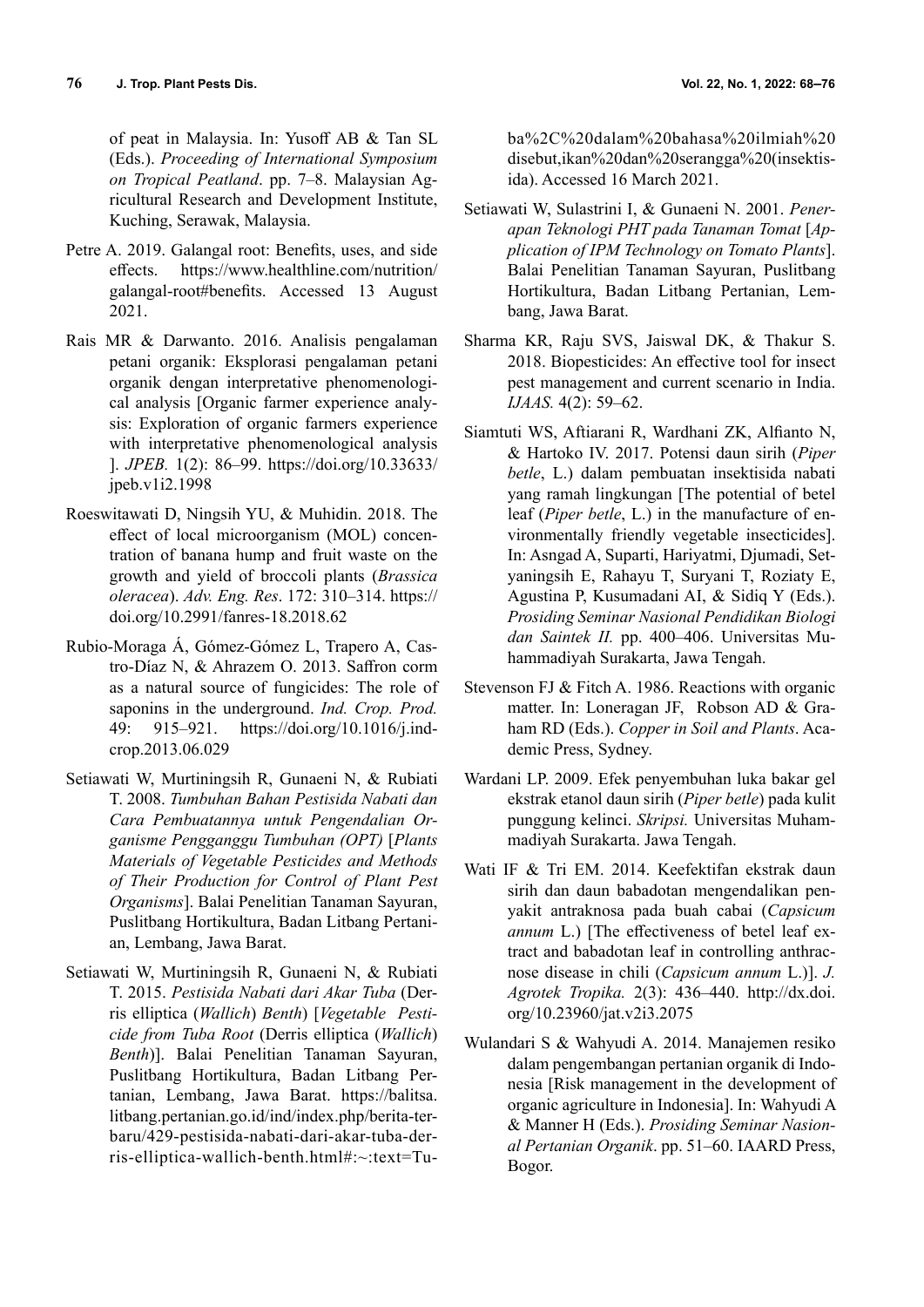of peat in Malaysia. In: Yusoff AB & Tan SL (Eds.). *Proceeding of International Symposium on Tropical Peatland*. pp. 7–8. Malaysian Agricultural Research and Development Institute, Kuching, Serawak, Malaysia.

Petre A. 2019. Galangal root: Benefits, uses, and side effects. https://www.healthline.com/nutrition/galangal-root#benefits. Accessed 13 August 2021.

Rais MR & Darwanto. 2016. Analisis pengalaman petani organik: Eksplorasi pengalaman petani organik dengan interpretative phenomenological analysis [Organic farmer experience analysis: Exploration of organic farmers experience with interpretative phenomenological analysis ]. *JPEB.* 1(2): 86–99. https://doi.org/10.33633/jpeb.v1i2.1998

Roeswitawati D, Ningsih YU, & Muhidin. 2018. The effect of local microorganism (MOL) concentration of banana hump and fruit waste on the growth and yield of broccoli plants (*Brassica oleracea*). *Adv. Eng. Res*. 172: 310–314. https://doi.org/10.2991/fanres-18.2018.62

Rubio-Moraga Á, Gómez-Gómez L, Trapero A, Castro-Díaz N, & Ahrazem O. 2013. Saffron corm as a natural source of fungicides: The role of saponins in the underground. *Ind. Crop. Prod.* 49: 915–921. https://doi.org/10.1016/j.indcrop.2013.06.029

Setiawati W, Murtiningsih R, Gunaeni N, & Rubiati T. 2008. *Tumbuhan Bahan Pestisida Nabati dan Cara Pembuatannya untuk Pengendalian Organisme Pengganggu Tumbuhan (OPT)* [*Plants Materials of Vegetable Pesticides and Methods of Their Production for Control of Plant Pest Organisms*]. Balai Penelitian Tanaman Sayuran, Puslitbang Hortikultura, Badan Litbang Pertanian, Lembang, Jawa Barat.

Setiawati W, Murtiningsih R, Gunaeni N, & Rubiati T. 2015. *Pestisida Nabati dari Akar Tuba* (Derris elliptica (*Wallich*) *Benth*) [*Vegetable Pesticide from Tuba Root* (Derris elliptica (*Wallich*) *Benth*)]. Balai Penelitian Tanaman Sayuran, Puslitbang Hortikultura, Badan Litbang Pertanian, Lembang, Jawa Barat. https://balitsa.litbang.pertanian.go.id/ind/index.php/berita-terbaru/429-pestisida-nabati-dari-akar-tuba-derris-elliptica-wallich-benth.html#:~:text=Tuba%2C%20dalam%20bahasa%20ilmiah%20disebut,ikan%20dan%20serangga%20(insektisida). Accessed 16 March 2021.

Setiawati W, Sulastrini I, & Gunaeni N. 2001. *Penerapan Teknologi PHT pada Tanaman Tomat* [*Application of IPM Technology on Tomato Plants*]. Balai Penelitian Tanaman Sayuran, Puslitbang Hortikultura, Badan Litbang Pertanian, Lembang, Jawa Barat.

Sharma KR, Raju SVS, Jaiswal DK, & Thakur S. 2018. Biopesticides: An effective tool for insect pest management and current scenario in India. *IJAAS.* 4(2): 59–62.

Siamtuti WS, Aftiarani R, Wardhani ZK, Alfianto N, & Hartoko IV. 2017. Potensi daun sirih (*Piper betle*, L.) dalam pembuatan insektisida nabati yang ramah lingkungan [The potential of betel leaf (*Piper betle*, L.) in the manufacture of environmentally friendly vegetable insecticides]. In: Asngad A, Suparti, Hariyatmi, Djumadi, Setyaningsih E, Rahayu T, Suryani T, Roziaty E, Agustina P, Kusumadani AI, & Sidiq Y (Eds.). *Prosiding Seminar Nasional Pendidikan Biologi dan Saintek II.* pp. 400–406. Universitas Muhammadiyah Surakarta, Jawa Tengah.

Stevenson FJ & Fitch A. 1986. Reactions with organic matter. In: Loneragan JF, Robson AD & Graham RD (Eds.). *Copper in Soil and Plants*. Academic Press, Sydney.

Wardani LP. 2009. Efek penyembuhan luka bakar gel ekstrak etanol daun sirih (*Piper betle*) pada kulit punggung kelinci. *Skripsi.* Universitas Muhammadiyah Surakarta. Jawa Tengah.

Wati IF & Tri EM. 2014. Keefektifan ekstrak daun sirih dan daun babadotan mengendalikan penyakit antraknosa pada buah cabai (*Capsicum annum* L.) [The effectiveness of betel leaf extract and babadotan leaf in controlling anthracnose disease in chili (*Capsicum annum* L.)]. *J. Agrotek Tropika.* 2(3): 436–440. http://dx.doi.org/10.23960/jat.v2i3.2075

Wulandari S & Wahyudi A. 2014. Manajemen resiko dalam pengembangan pertanian organik di Indonesia [Risk management in the development of organic agriculture in Indonesia]. In: Wahyudi A & Manner H (Eds.). *Prosiding Seminar Nasional Pertanian Organik*. pp. 51–60. IAARD Press, Bogor.